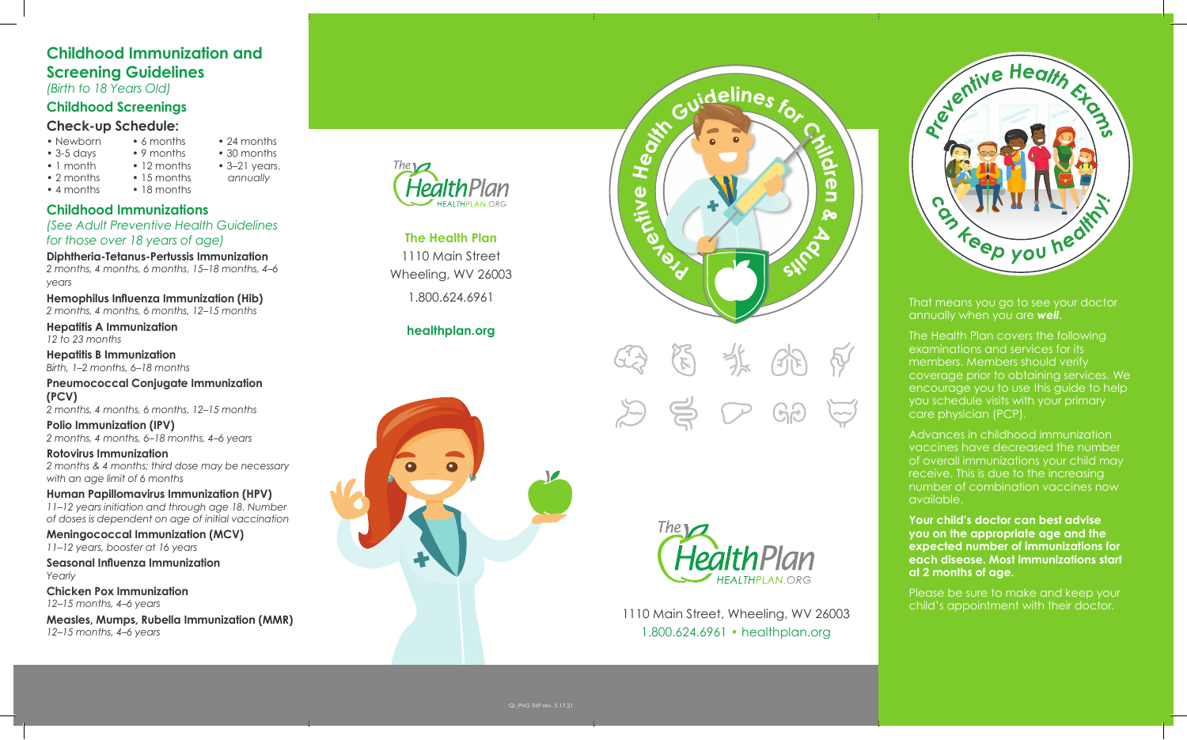# Childhood Immunization and Screening Guidelines

*(Birth to 18 Years Old)*

## Childhood Screenings

### Check-up Schedule:

- Newborn
- 3-5 days
- 1 month
- 2 months
- 4 months
- 6 months
- 9 months
- 12 months
- 15 months
- 18 months
- 24 months
- 30 months
- 3–21 years, *annually*

## Childhood Immunizations

*(See Adult Preventive Health Guidelines for those over 18 years of age)*

**Diphtheria-Tetanus-Pertussis Immunization**
*2 months, 4 months, 6 months, 15–18 months, 4–6 years*

**Hemophilus Influenza Immunization (Hib)**
*2 months, 4 months, 6 months, 12–15 months*

**Hepatitis A Immunization**
*12 to 23 months*

**Hepatitis B Immunization**
*Birth, 1–2 months, 6–18 months*

**Pneumococcal Conjugate Immunization (PCV)**
*2 months, 4 months, 6 months, 12–15 months*

**Polio Immunization (IPV)**
*2 months, 4 months, 6–18 months, 4–6 years*

**Rotovirus Immunization**
*2 months & 4 months; third dose may be necessary with an age limit of 6 months*

**Human Papillomavirus Immunization (HPV)**
*11–12 years initiation and through age 18. Number of doses is dependent on age of initial vaccination*

**Meningococcal Immunization (MCV)**
*11–12 years, booster at 16 years*

**Seasonal Influenza Immunization**
*Yearly*

**Chicken Pox Immunization**
*12–15 months, 4–6 years*

**Measles, Mumps, Rubella Immunization (MMR)**
*12–15 months, 4–6 years*

The HealthPlan
HEALTHPLAN.ORG

**The Health Plan**
1110 Main Street
Wheeling, WV 26003
1.800.624.6961

**healthplan.org**

QI_PHG THP rev. 5.17.21

# Preventive Health Guidelines for Children & Adults

The HealthPlan
HEALTHPLAN.ORG

1110 Main Street, Wheeling, WV 26003
1.800.624.6961 • healthplan.org

## Preventive Health Exams can keep you healthy!

That means you go to see your doctor annually when you are ***well***.

The Health Plan covers the following examinations and services for its members. Members should verify coverage prior to obtaining services. We encourage you to use this guide to help you schedule visits with your primary care physician (PCP).

Advances in childhood immunization vaccines have decreased the number of overall immunizations your child may receive. This is due to the increasing number of combination vaccines now available.

**Your child's doctor can best advise you on the appropriate age and the expected number of immunizations for each disease. Most immunizations start at 2 months of age.**

Please be sure to make and keep your child's appointment with their doctor.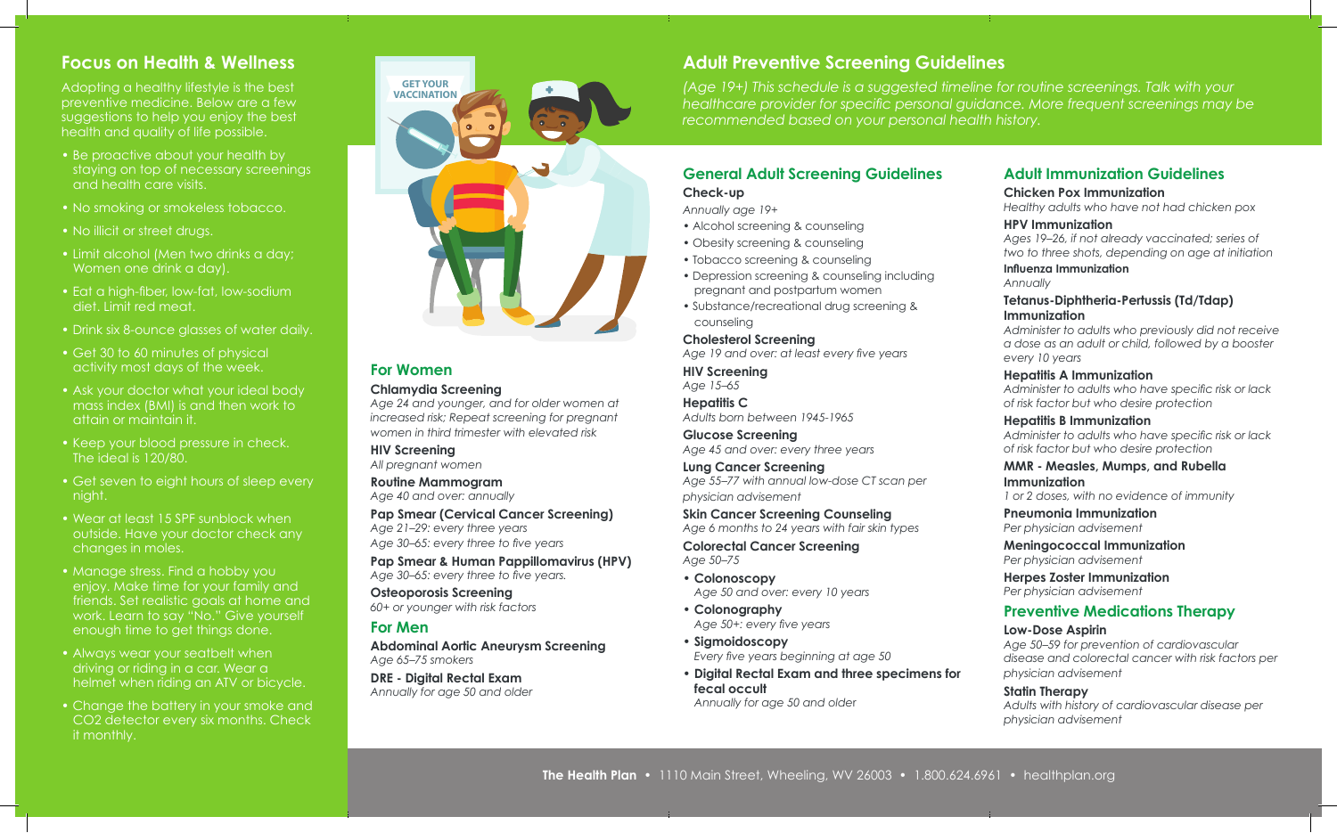## Focus on Health & Wellness

Adopting a healthy lifestyle is the best preventive medicine. Below are a few suggestions to help you enjoy the best health and quality of life possible.

- Be proactive about your health by staying on top of necessary screenings and health care visits.
- No smoking or smokeless tobacco.
- No illicit or street drugs.
- Limit alcohol (Men two drinks a day; Women one drink a day).
- Eat a high-fiber, low-fat, low-sodium diet. Limit red meat.
- Drink six 8-ounce glasses of water daily.
- Get 30 to 60 minutes of physical activity most days of the week.
- Ask your doctor what your ideal body mass index (BMI) is and then work to attain or maintain it.
- Keep your blood pressure in check. The ideal is 120/80.
- Get seven to eight hours of sleep every night.
- Wear at least 15 SPF sunblock when outside. Have your doctor check any changes in moles.
- Manage stress. Find a hobby you enjoy. Make time for your family and friends. Set realistic goals at home and work. Learn to say "No." Give yourself enough time to get things done.
- Always wear your seatbelt when driving or riding in a car. Wear a helmet when riding an ATV or bicycle.
- Change the battery in your smoke and CO2 detector every six months. Check it monthly.

GET YOUR VACCINATION

### For Women

**Chlamydia Screening**
*Age 24 and younger, and for older women at increased risk; Repeat screening for pregnant women in third trimester with elevated risk*

**HIV Screening**
*All pregnant women*

**Routine Mammogram**
*Age 40 and over: annually*

**Pap Smear (Cervical Cancer Screening)**
*Age 21–29: every three years*
*Age 30–65: every three to five years*

**Pap Smear & Human Pappillomavirus (HPV)**
*Age 30–65: every three to five years.*

**Osteoporosis Screening**
*60+ or younger with risk factors*

### For Men

**Abdominal Aortic Aneurysm Screening**
*Age 65–75 smokers*

**DRE - Digital Rectal Exam**
*Annually for age 50 and older*

## Adult Preventive Screening Guidelines

*(Age 19+) This schedule is a suggested timeline for routine screenings. Talk with your healthcare provider for specific personal guidance. More frequent screenings may be recommended based on your personal health history.*

### General Adult Screening Guidelines

**Check-up**
*Annually age 19+*
- Alcohol screening & counseling
- Obesity screening & counseling
- Tobacco screening & counseling
- Depression screening & counseling including pregnant and postpartum women
- Substance/recreational drug screening & counseling

**Cholesterol Screening**
*Age 19 and over: at least every five years*

**HIV Screening**
*Age 15–65*

**Hepatitis C**
*Adults born between 1945-1965*

**Glucose Screening**
*Age 45 and over: every three years*

**Lung Cancer Screening**
*Age 55–77 with annual low-dose CT scan per physician advisement*

**Skin Cancer Screening Counseling**
*Age 6 months to 24 years with fair skin types*

**Colorectal Cancer Screening**
*Age 50–75*
- **Colonoscopy**
  *Age 50 and over: every 10 years*
- **Colonography**
  *Age 50+: every five years*
- **Sigmoidoscopy**
  *Every five years beginning at age 50*
- **Digital Rectal Exam and three specimens for fecal occult**
  *Annually for age 50 and older*

### Adult Immunization Guidelines

**Chicken Pox Immunization**
*Healthy adults who have not had chicken pox*

**HPV Immunization**
*Ages 19–26, if not already vaccinated; series of two to three shots, depending on age at initiation*

**Influenza Immunization**
*Annually*

**Tetanus-Diphtheria-Pertussis (Td/Tdap) Immunization**
*Administer to adults who previously did not receive a dose as an adult or child, followed by a booster every 10 years*

**Hepatitis A Immunization**
*Administer to adults who have specific risk or lack of risk factor but who desire protection*

**Hepatitis B Immunization**
*Administer to adults who have specific risk or lack of risk factor but who desire protection*

**MMR - Measles, Mumps, and Rubella Immunization**
*1 or 2 doses, with no evidence of immunity*

**Pneumonia Immunization**
*Per physician advisement*

**Meningococcal Immunization**
*Per physician advisement*

**Herpes Zoster Immunization**
*Per physician advisement*

### Preventive Medications Therapy

**Low-Dose Aspirin**
*Age 50–59 for prevention of cardiovascular disease and colorectal cancer with risk factors per physician advisement*

**Statin Therapy**
*Adults with history of cardiovascular disease per physician advisement*

**The Health Plan** • 1110 Main Street, Wheeling, WV 26003 • 1.800.624.6961 • healthplan.org